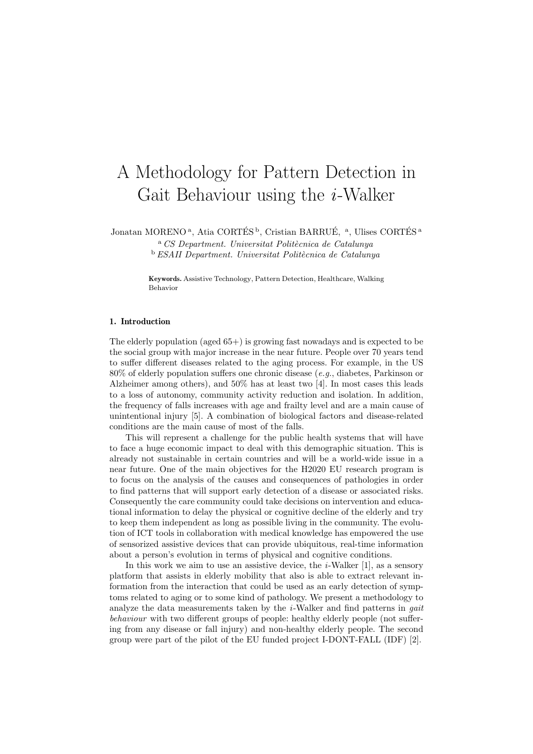# A Methodology for Pattern Detection in Gait Behaviour using the *i*-Walker

Jonatan MORENO [a], Atia CORTÉS [b], Cristian BARRUÉ, [a], Ulises CORTÉS [a]

[a] *CS Department. Universitat Politècnica de Catalunya*

[b] *ESAII Department. Universitat Politècnica de Catalunya*

**Keywords.** Assistive Technology, Pattern Detection, Healthcare, Walking Behavior

## 1. Introduction

The elderly population (aged 65+) is growing fast nowadays and is expected to be the social group with major increase in the near future. People over 70 years tend to suffer different diseases related to the aging process. For example, in the US 80% of elderly population suffers one chronic disease (*e.g.*, diabetes, Parkinson or Alzheimer among others), and 50% has at least two [4]. In most cases this leads to a loss of autonomy, community activity reduction and isolation. In addition, the frequency of falls increases with age and frailty level and are a main cause of unintentional injury [5]. A combination of biological factors and disease-related conditions are the main cause of most of the falls.

This will represent a challenge for the public health systems that will have to face a huge economic impact to deal with this demographic situation. This is already not sustainable in certain countries and will be a world-wide issue in a near future. One of the main objectives for the H2020 EU research program is to focus on the analysis of the causes and consequences of pathologies in order to find patterns that will support early detection of a disease or associated risks. Consequently the care community could take decisions on intervention and educational information to delay the physical or cognitive decline of the elderly and try to keep them independent as long as possible living in the community. The evolution of ICT tools in collaboration with medical knowledge has empowered the use of sensorized assistive devices that can provide ubiquitous, real-time information about a person's evolution in terms of physical and cognitive conditions.

In this work we aim to use an assistive device, the *i*-Walker [1], as a sensory platform that assists in elderly mobility that also is able to extract relevant information from the interaction that could be used as an early detection of symptoms related to aging or to some kind of pathology. We present a methodology to analyze the data measurements taken by the *i*-Walker and find patterns in *gait behaviour* with two different groups of people: healthy elderly people (not suffering from any disease or fall injury) and non-healthy elderly people. The second group were part of the pilot of the EU funded project I-DONT-FALL (IDF) [2].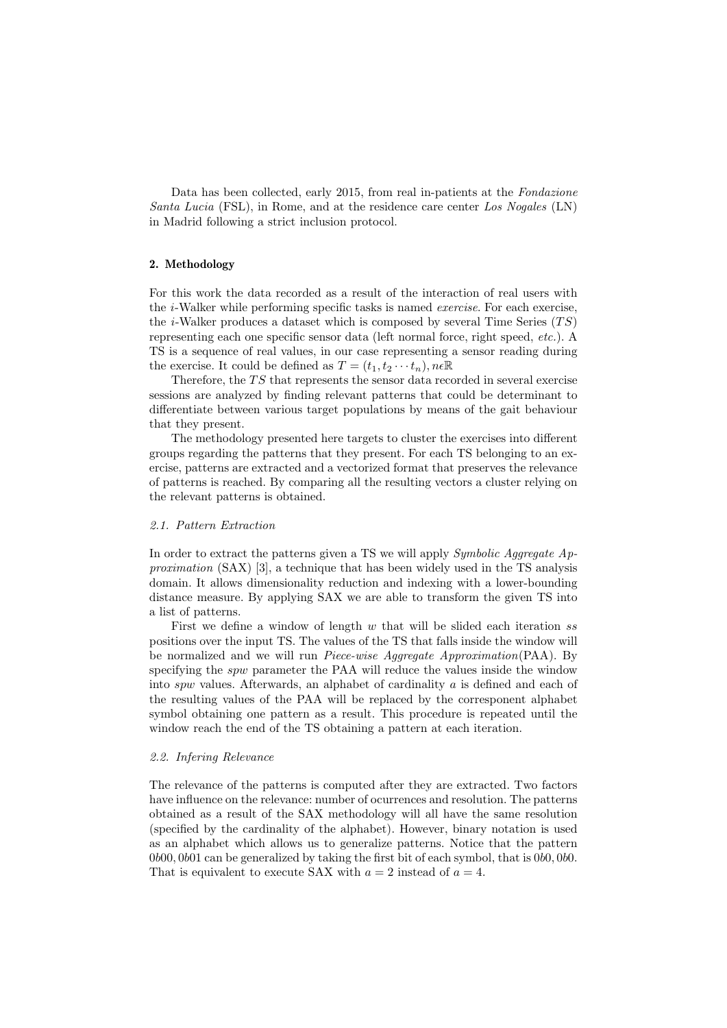Data has been collected, early 2015, from real in-patients at the *Fondazione Santa Lucia* (FSL), in Rome, and at the residence care center *Los Nogales* (LN) in Madrid following a strict inclusion protocol.

## 2. Methodology

For this work the data recorded as a result of the interaction of real users with the *i*-Walker while performing specific tasks is named *exercise*. For each exercise, the *i*-Walker produces a dataset which is composed by several Time Series ($TS$) representing each one specific sensor data (left normal force, right speed, *etc.*). A TS is a sequence of real values, in our case representing a sensor reading during the exercise. It could be defined as $T = (t_1, t_2 \cdots t_n), n\epsilon\mathbb{R}$

Therefore, the $TS$ that represents the sensor data recorded in several exercise sessions are analyzed by finding relevant patterns that could be determinant to differentiate between various target populations by means of the gait behaviour that they present.

The methodology presented here targets to cluster the exercises into different groups regarding the patterns that they present. For each TS belonging to an exercise, patterns are extracted and a vectorized format that preserves the relevance of patterns is reached. By comparing all the resulting vectors a cluster relying on the relevant patterns is obtained.

### *2.1. Pattern Extraction*

In order to extract the patterns given a TS we will apply *Symbolic Aggregate Approximation* (SAX) [3], a technique that has been widely used in the TS analysis domain. It allows dimensionality reduction and indexing with a lower-bounding distance measure. By applying SAX we are able to transform the given TS into a list of patterns.

First we define a window of length $w$ that will be slided each iteration $ss$ positions over the input TS. The values of the TS that falls inside the window will be normalized and we will run *Piece-wise Aggregate Approximation*(PAA). By specifying the $spw$ parameter the PAA will reduce the values inside the window into $spw$ values. Afterwards, an alphabet of cardinality $a$ is defined and each of the resulting values of the PAA will be replaced by the corresponent alphabet symbol obtaining one pattern as a result. This procedure is repeated until the window reach the end of the TS obtaining a pattern at each iteration.

### *2.2. Infering Relevance*

The relevance of the patterns is computed after they are extracted. Two factors have influence on the relevance: number of ocurrences and resolution. The patterns obtained as a result of the SAX methodology will all have the same resolution (specified by the cardinality of the alphabet). However, binary notation is used as an alphabet which allows us to generalize patterns. Notice that the pattern $0b00, 0b01$ can be generalized by taking the first bit of each symbol, that is $0b0, 0b0$. That is equivalent to execute SAX with $a = 2$ instead of $a = 4$.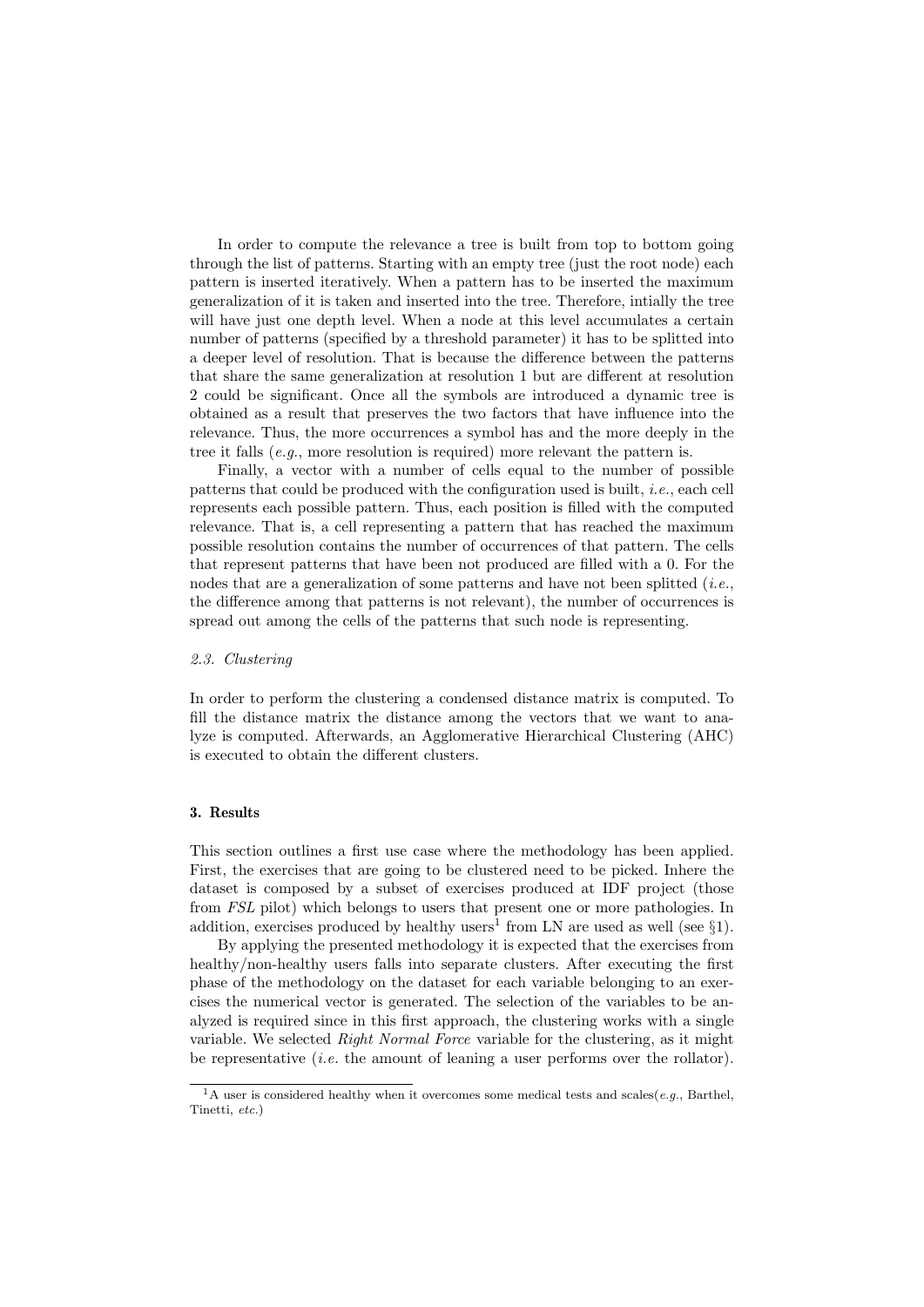In order to compute the relevance a tree is built from top to bottom going through the list of patterns. Starting with an empty tree (just the root node) each pattern is inserted iteratively. When a pattern has to be inserted the maximum generalization of it is taken and inserted into the tree. Therefore, intially the tree will have just one depth level. When a node at this level accumulates a certain number of patterns (specified by a threshold parameter) it has to be splitted into a deeper level of resolution. That is because the difference between the patterns that share the same generalization at resolution 1 but are different at resolution 2 could be significant. Once all the symbols are introduced a dynamic tree is obtained as a result that preserves the two factors that have influence into the relevance. Thus, the more occurrences a symbol has and the more deeply in the tree it falls (*e.g.*, more resolution is required) more relevant the pattern is.

Finally, a vector with a number of cells equal to the number of possible patterns that could be produced with the configuration used is built, *i.e.*, each cell represents each possible pattern. Thus, each position is filled with the computed relevance. That is, a cell representing a pattern that has reached the maximum possible resolution contains the number of occurrences of that pattern. The cells that represent patterns that have been not produced are filled with a 0. For the nodes that are a generalization of some patterns and have not been splitted (*i.e.*, the difference among that patterns is not relevant), the number of occurrences is spread out among the cells of the patterns that such node is representing.

### *2.3. Clustering*

In order to perform the clustering a condensed distance matrix is computed. To fill the distance matrix the distance among the vectors that we want to analyze is computed. Afterwards, an Agglomerative Hierarchical Clustering (AHC) is executed to obtain the different clusters.

## 3. Results

This section outlines a first use case where the methodology has been applied. First, the exercises that are going to be clustered need to be picked. Inhere the dataset is composed by a subset of exercises produced at IDF project (those from *FSL* pilot) which belongs to users that present one or more pathologies. In addition, exercises produced by healthy users[1] from LN are used as well (see §1).

By applying the presented methodology it is expected that the exercises from healthy/non-healthy users falls into separate clusters. After executing the first phase of the methodology on the dataset for each variable belonging to an exercises the numerical vector is generated. The selection of the variables to be analyzed is required since in this first approach, the clustering works with a single variable. We selected *Right Normal Force* variable for the clustering, as it might be representative (*i.e.* the amount of leaning a user performs over the rollator).

[1] A user is considered healthy when it overcomes some medical tests and scales(*e.g.*, Barthel, Tinetti, *etc.*)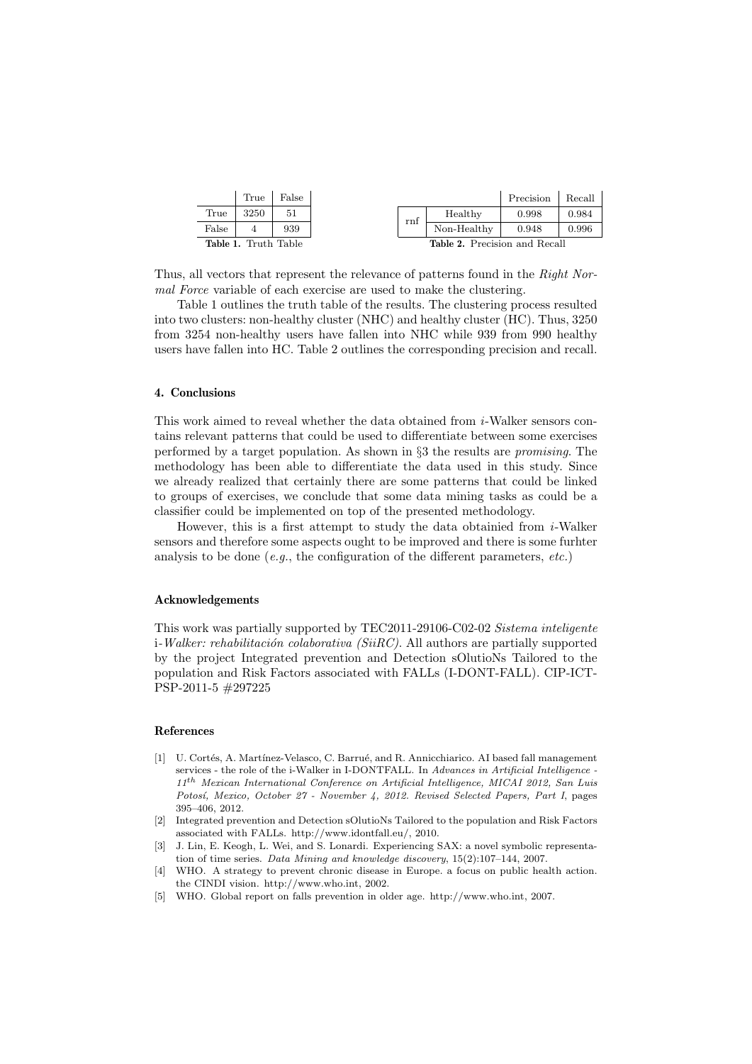| | True | False |
|---|---|---|
| True | 3250 | 51 |
| False | 4 | 939 |

**Table 1.** Truth Table

| | | Precision | Recall |
|---|---|---|---|
| rnf | Healthy | 0.998 | 0.984 |
| | Non-Healthy | 0.948 | 0.996 |

**Table 2.** Precision and Recall

Thus, all vectors that represent the relevance of patterns found in the *Right Normal Force* variable of each exercise are used to make the clustering.

Table 1 outlines the truth table of the results. The clustering process resulted into two clusters: non-healthy cluster (NHC) and healthy cluster (HC). Thus, 3250 from 3254 non-healthy users have fallen into NHC while 939 from 990 healthy users have fallen into HC. Table 2 outlines the corresponding precision and recall.

#### 4. Conclusions

This work aimed to reveal whether the data obtained from *i*-Walker sensors contains relevant patterns that could be used to differentiate between some exercises performed by a target population. As shown in §3 the results are *promising*. The methodology has been able to differentiate the data used in this study. Since we already realized that certainly there are some patterns that could be linked to groups of exercises, we conclude that some data mining tasks as could be a classifier could be implemented on top of the presented methodology.

However, this is a first attempt to study the data obtainied from *i*-Walker sensors and therefore some aspects ought to be improved and there is some furhter analysis to be done (*e.g.*, the configuration of the different parameters, *etc.*)

#### Acknowledgements

This work was partially supported by TEC2011-29106-C02-02 *Sistema inteligente* i-*Walker: rehabilitación colaborativa (SiiRC)*. All authors are partially supported by the project Integrated prevention and Detection sOlutioNs Tailored to the population and Risk Factors associated with FALLs (I-DONT-FALL). CIP-ICT-PSP-2011-5 #297225

#### References

[1] U. Cortés, A. Martínez-Velasco, C. Barrué, and R. Annicchiarico. AI based fall management services - the role of the i-Walker in I-DONTFALL. In *Advances in Artificial Intelligence - $11^{th}$ Mexican International Conference on Artificial Intelligence, MICAI 2012, San Luis Potosí, Mexico, October 27 - November 4, 2012. Revised Selected Papers, Part I*, pages 395–406, 2012.

[2] Integrated prevention and Detection sOlutioNs Tailored to the population and Risk Factors associated with FALLs. http://www.idontfall.eu/, 2010.

[3] J. Lin, E. Keogh, L. Wei, and S. Lonardi. Experiencing SAX: a novel symbolic representation of time series. *Data Mining and knowledge discovery*, 15(2):107–144, 2007.

[4] WHO. A strategy to prevent chronic disease in Europe. a focus on public health action. the CINDI vision. http://www.who.int, 2002.

[5] WHO. Global report on falls prevention in older age. http://www.who.int, 2007.